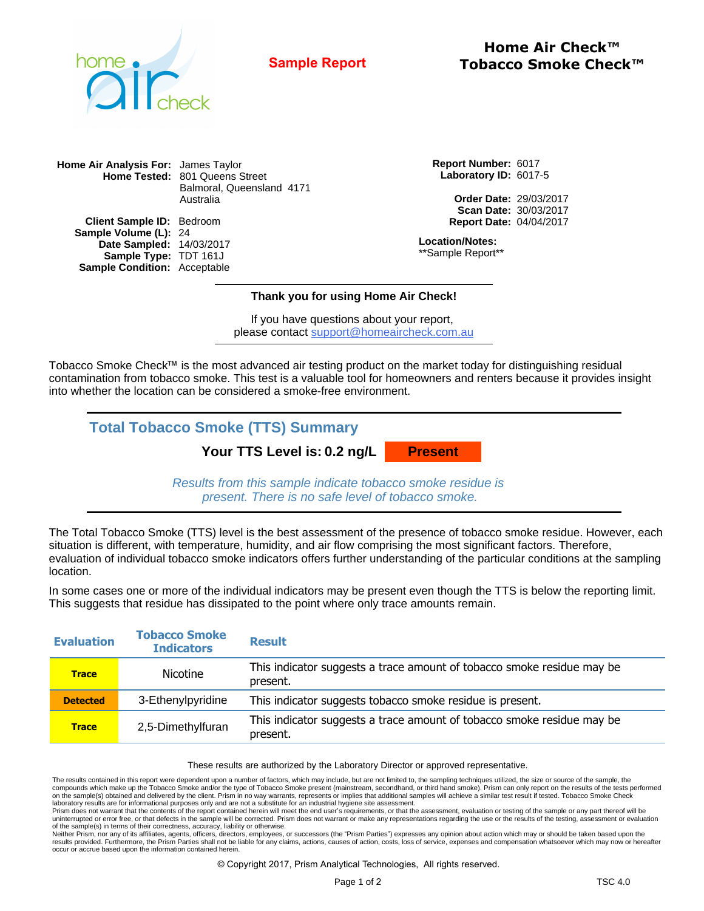**Sample Report**

# Home Air Check™ Tobacco Smoke Check™

**Home Air Analysis For:** James Taylor
**Home Tested:** 801 Queens Street
Balmoral, Queensland 4171
Australia

**Client Sample ID:** Bedroom
**Sample Volume (L):** 24
**Date Sampled:** 14/03/2017
**Sample Type:** TDT 161J
**Sample Condition:** Acceptable

**Report Number:** 6017
**Laboratory ID:** 6017-5

**Order Date:** 29/03/2017
**Scan Date:** 30/03/2017
**Report Date:** 04/04/2017

**Location/Notes:**
**Sample Report**

---

**Thank you for using Home Air Check!**

If you have questions about your report,
please contact support@homeaircheck.com.au

---

Tobacco Smoke Check™ is the most advanced air testing product on the market today for distinguishing residual contamination from tobacco smoke. This test is a valuable tool for homeowners and renters because it provides insight into whether the location can be considered a smoke-free environment.

## Total Tobacco Smoke (TTS) Summary

**Your TTS Level is: 0.2 ng/L** **Present**

*Results from this sample indicate tobacco smoke residue is present. There is no safe level of tobacco smoke.*

The Total Tobacco Smoke (TTS) level is the best assessment of the presence of tobacco smoke residue. However, each situation is different, with temperature, humidity, and air flow comprising the most significant factors. Therefore, evaluation of individual tobacco smoke indicators offers further understanding of the particular conditions at the sampling location.

In some cases one or more of the individual indicators may be present even though the TTS is below the reporting limit. This suggests that residue has dissipated to the point where only trace amounts remain.

| Evaluation | Tobacco Smoke Indicators | Result |
|---|---|---|
| **Trace** | Nicotine | This indicator suggests a trace amount of tobacco smoke residue may be present. |
| **Detected** | 3-Ethenylpyridine | This indicator suggests tobacco smoke residue is present. |
| **Trace** | 2,5-Dimethylfuran | This indicator suggests a trace amount of tobacco smoke residue may be present. |

These results are authorized by the Laboratory Director or approved representative.

The results contained in this report were dependent upon a number of factors, which may include, but are not limited to, the sampling techniques utilized, the size or source of the sample, the compounds which make up the Tobacco Smoke and/or the type of Tobacco Smoke present (mainstream, secondhand, or third hand smoke). Prism can only report on the results of the tests performed on the sample(s) obtained and delivered by the client. Prism in no way warrants, represents or implies that additional samples will achieve a similar test result if tested. Tobacco Smoke Check laboratory results are for informational purposes only and are not a substitute for an industrial hygiene site assessment.
Prism does not warrant that the contents of the report contained herein will meet the end user's requirements, or that the assessment, evaluation or testing of the sample or any part thereof will be uninterrupted or error free, or that defects in the sample will be corrected. Prism does not warrant or make any representations regarding the use or the results of the testing, assessment or evaluation of the sample(s) in terms of their correctness, accuracy, liability or otherwise.
Neither Prism, nor any of its affiliates, agents, officers, directors, employees, or successors (the "Prism Parties") expresses any opinion about action which may or should be taken based upon the results provided. Furthermore, the Prism Parties shall not be liable for any claims, actions, causes of action, costs, loss of service, expenses and compensation whatsoever which may now or hereafter occur or accrue based upon the information contained herein.

© Copyright 2017, Prism Analytical Technologies, All rights reserved.

TSC 4.0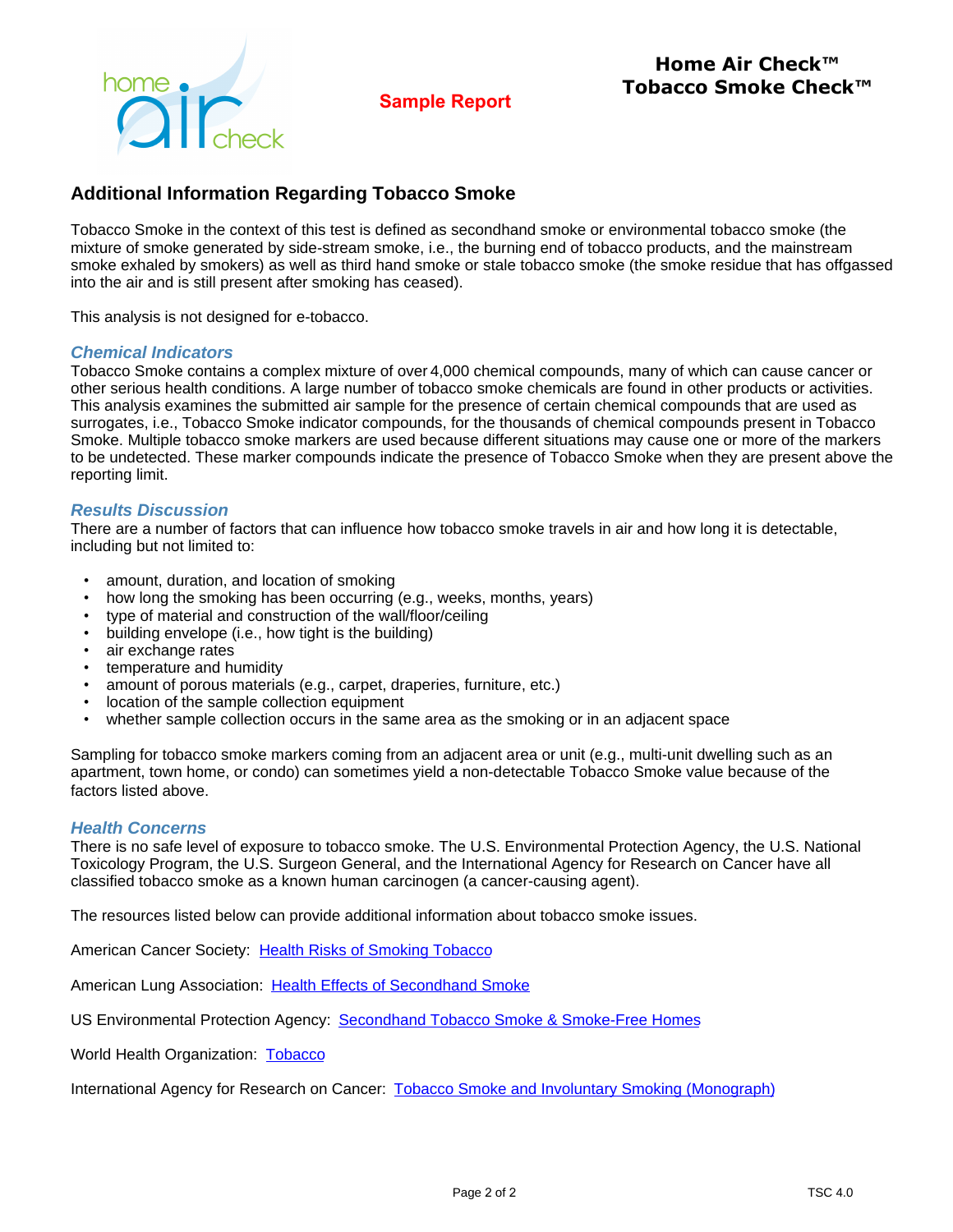# Home Air Check™ Tobacco Smoke Check™

**Sample Report**

## Additional Information Regarding Tobacco Smoke

Tobacco Smoke in the context of this test is defined as secondhand smoke or environmental tobacco smoke (the mixture of smoke generated by side-stream smoke, i.e., the burning end of tobacco products, and the mainstream smoke exhaled by smokers) as well as third hand smoke or stale tobacco smoke (the smoke residue that has offgassed into the air and is still present after smoking has ceased).

This analysis is not designed for e-tobacco.

### *Chemical Indicators*

Tobacco Smoke contains a complex mixture of over 4,000 chemical compounds, many of which can cause cancer or other serious health conditions. A large number of tobacco smoke chemicals are found in other products or activities. This analysis examines the submitted air sample for the presence of certain chemical compounds that are used as surrogates, i.e., Tobacco Smoke indicator compounds, for the thousands of chemical compounds present in Tobacco Smoke. Multiple tobacco smoke markers are used because different situations may cause one or more of the markers to be undetected. These marker compounds indicate the presence of Tobacco Smoke when they are present above the reporting limit.

### *Results Discussion*

There are a number of factors that can influence how tobacco smoke travels in air and how long it is detectable, including but not limited to:

- amount, duration, and location of smoking
- how long the smoking has been occurring (e.g., weeks, months, years)
- type of material and construction of the wall/floor/ceiling
- building envelope (i.e., how tight is the building)
- air exchange rates
- temperature and humidity
- amount of porous materials (e.g., carpet, draperies, furniture, etc.)
- location of the sample collection equipment
- whether sample collection occurs in the same area as the smoking or in an adjacent space

Sampling for tobacco smoke markers coming from an adjacent area or unit (e.g., multi-unit dwelling such as an apartment, town home, or condo) can sometimes yield a non-detectable Tobacco Smoke value because of the factors listed above.

### *Health Concerns*

There is no safe level of exposure to tobacco smoke. The U.S. Environmental Protection Agency, the U.S. National Toxicology Program, the U.S. Surgeon General, and the International Agency for Research on Cancer have all classified tobacco smoke as a known human carcinogen (a cancer-causing agent).

The resources listed below can provide additional information about tobacco smoke issues.

American Cancer Society: Health Risks of Smoking Tobacco

American Lung Association: Health Effects of Secondhand Smoke

US Environmental Protection Agency: Secondhand Tobacco Smoke & Smoke-Free Homes

World Health Organization: Tobacco

International Agency for Research on Cancer: Tobacco Smoke and Involuntary Smoking (Monograph)

TSC 4.0